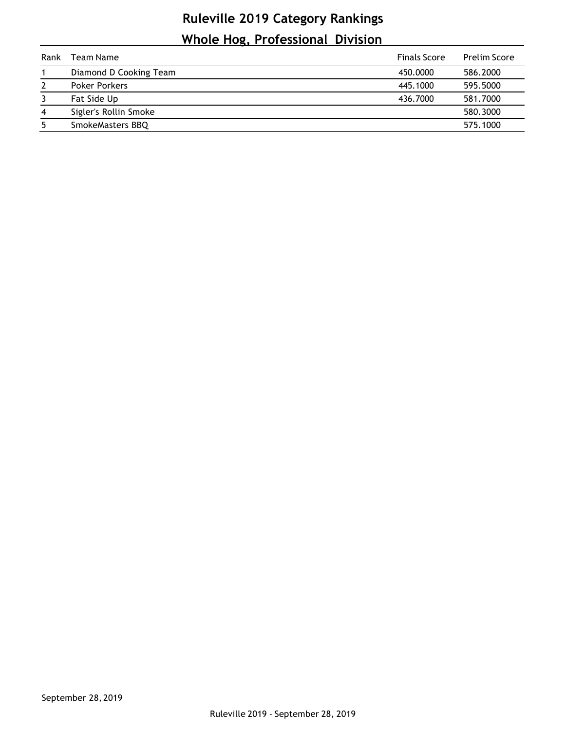# Ruleville 2019 Category Rankings

## Whole Hog, Professional Division

| Rank | Team Name | Finals Score | Prelim Score |
| --- | --- | --- | --- |
| 1 | Diamond D Cooking Team | 450.0000 | 586.2000 |
| 2 | Poker Porkers | 445.1000 | 595.5000 |
| 3 | Fat Side Up | 436.7000 | 581.7000 |
| 4 | Sigler's Rollin Smoke | | 580.3000 |
| 5 | SmokeMasters BBQ | | 575.1000 |

September 28, 2019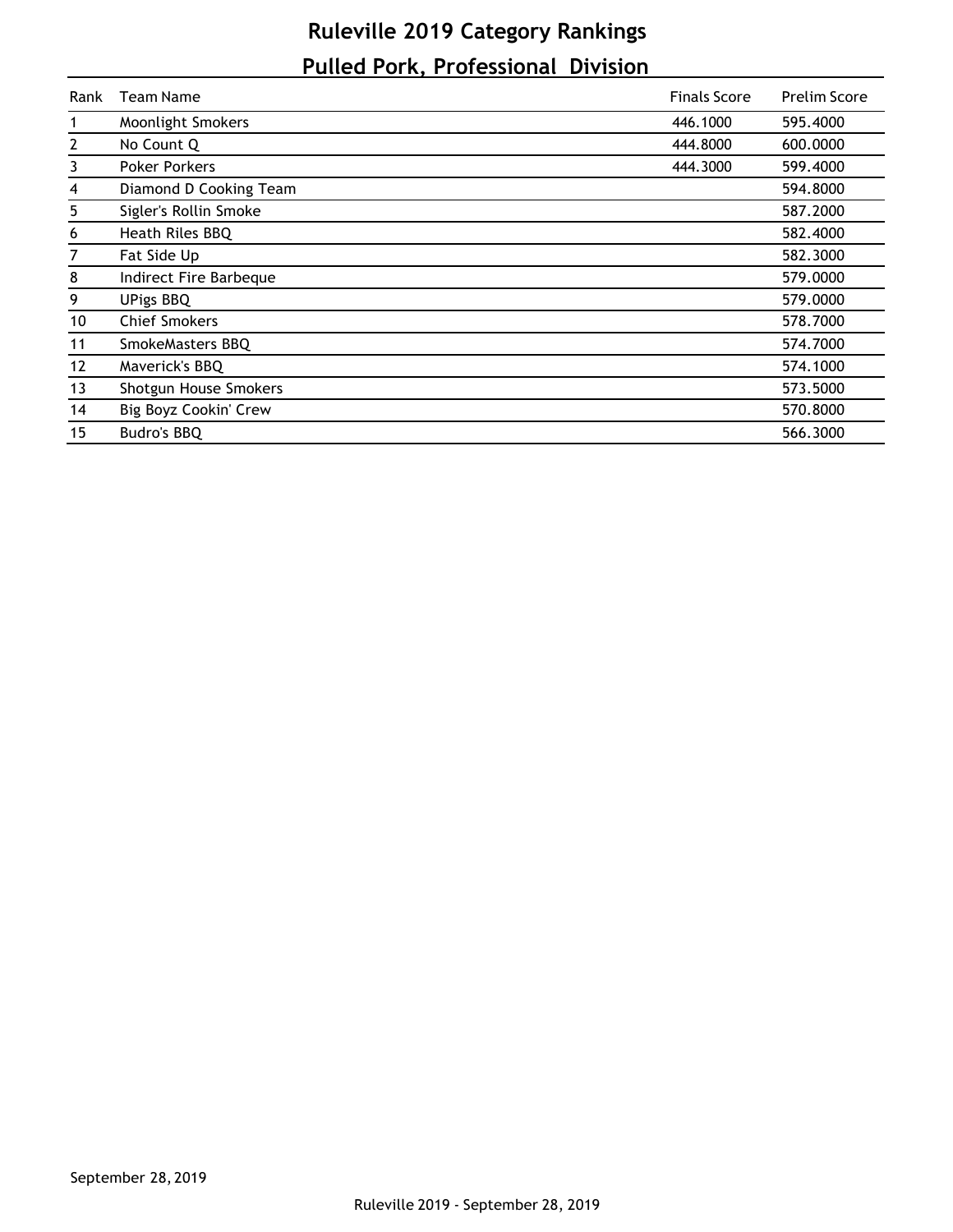# Ruleville 2019 Category Rankings

## Pulled Pork, Professional Division

| Rank | Team Name | Finals Score | Prelim Score |
|---|---|---|---|
| 1 | Moonlight Smokers | 446.1000 | 595.4000 |
| 2 | No Count Q | 444.8000 | 600.0000 |
| 3 | Poker Porkers | 444.3000 | 599.4000 |
| 4 | Diamond D Cooking Team | | 594.8000 |
| 5 | Sigler's Rollin Smoke | | 587.2000 |
| 6 | Heath Riles BBQ | | 582.4000 |
| 7 | Fat Side Up | | 582.3000 |
| 8 | Indirect Fire Barbeque | | 579.0000 |
| 9 | UPigs BBQ | | 579.0000 |
| 10 | Chief Smokers | | 578.7000 |
| 11 | SmokeMasters BBQ | | 574.7000 |
| 12 | Maverick's BBQ | | 574.1000 |
| 13 | Shotgun House Smokers | | 573.5000 |
| 14 | Big Boyz Cookin' Crew | | 570.8000 |
| 15 | Budro's BBQ | | 566.3000 |

September 28, 2019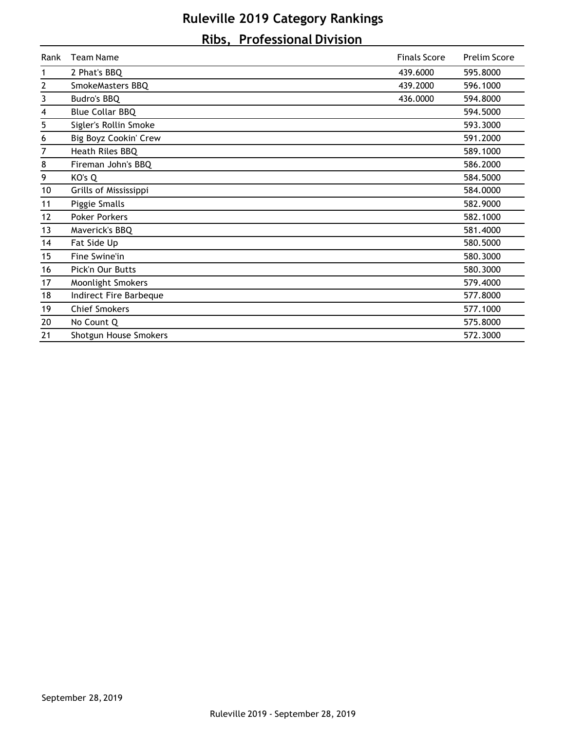# Ruleville 2019 Category Rankings

## Ribs, Professional Division

| Rank | Team Name | Finals Score | Prelim Score |
|---|---|---|---|
| 1 | 2 Phat's BBQ | 439.6000 | 595.8000 |
| 2 | SmokeMasters BBQ | 439.2000 | 596.1000 |
| 3 | Budro's BBQ | 436.0000 | 594.8000 |
| 4 | Blue Collar BBQ | | 594.5000 |
| 5 | Sigler's Rollin Smoke | | 593.3000 |
| 6 | Big Boyz Cookin' Crew | | 591.2000 |
| 7 | Heath Riles BBQ | | 589.1000 |
| 8 | Fireman John's BBQ | | 586.2000 |
| 9 | KO's Q | | 584.5000 |
| 10 | Grills of Mississippi | | 584.0000 |
| 11 | Piggie Smalls | | 582.9000 |
| 12 | Poker Porkers | | 582.1000 |
| 13 | Maverick's BBQ | | 581.4000 |
| 14 | Fat Side Up | | 580.5000 |
| 15 | Fine Swine'in | | 580.3000 |
| 16 | Pick'n Our Butts | | 580.3000 |
| 17 | Moonlight Smokers | | 579.4000 |
| 18 | Indirect Fire Barbeque | | 577.8000 |
| 19 | Chief Smokers | | 577.1000 |
| 20 | No Count Q | | 575.8000 |
| 21 | Shotgun House Smokers | | 572.3000 |

September 28, 2019